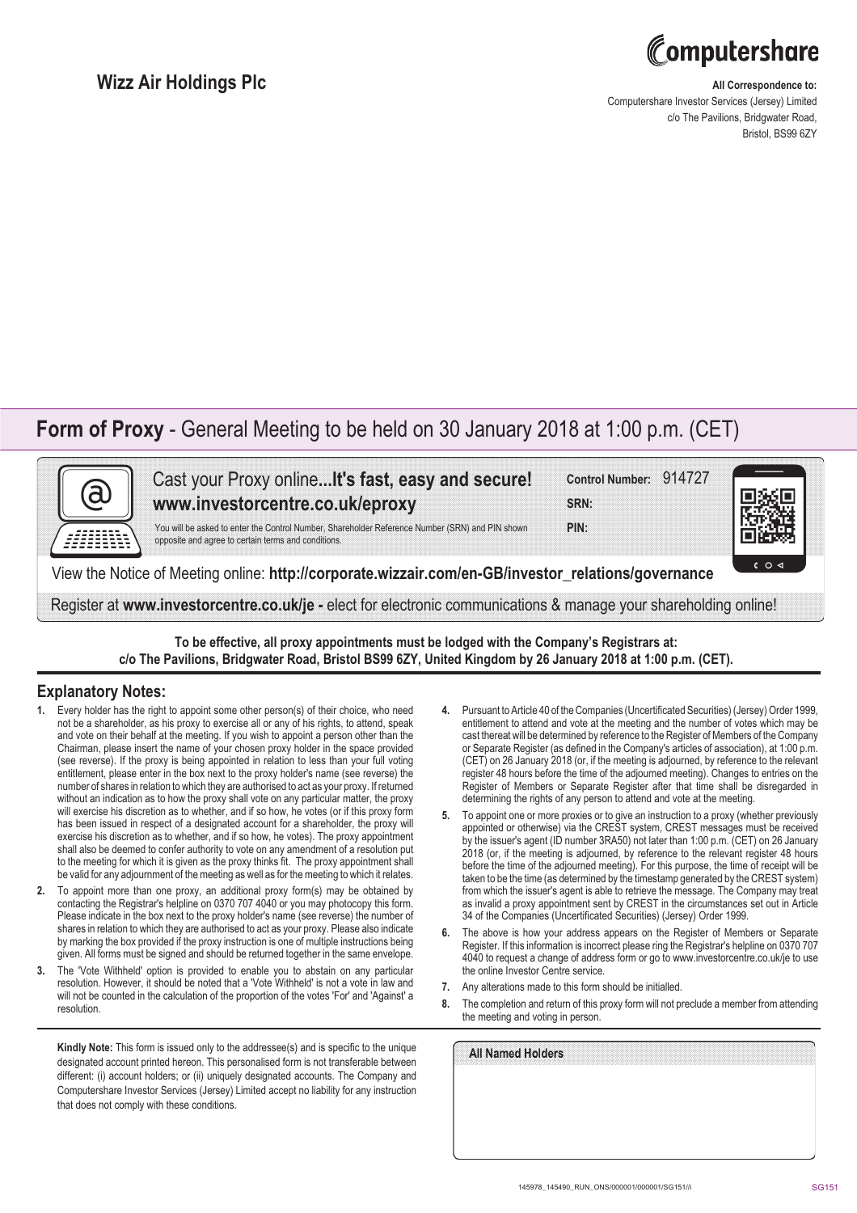# Wizz Air Holdings Plc

**All Correspondence to:**
Computershare Investor Services (Jersey) Limited
c/o The Pavilions, Bridgwater Road,
Bristol, BS99 6ZY

## Form of Proxy - General Meeting to be held on 30 January 2018 at 1:00 p.m. (CET)

Cast your Proxy online...**It's fast, easy and secure!**
**www.investorcentre.co.uk/eproxy**

You will be asked to enter the Control Number, Shareholder Reference Number (SRN) and PIN shown opposite and agree to certain terms and conditions.

**Control Number:** 914727

**SRN:**

**PIN:**

View the Notice of Meeting online: **http://corporate.wizzair.com/en-GB/investor_relations/governance**

Register at **www.investorcentre.co.uk/je -** elect for electronic communications & manage your shareholding online!

**To be effective, all proxy appointments must be lodged with the Company's Registrars at: c/o The Pavilions, Bridgwater Road, Bristol BS99 6ZY, United Kingdom by 26 January 2018 at 1:00 p.m. (CET).**

## Explanatory Notes:

1. Every holder has the right to appoint some other person(s) of their choice, who need not be a shareholder, as his proxy to exercise all or any of his rights, to attend, speak and vote on their behalf at the meeting. If you wish to appoint a person other than the Chairman, please insert the name of your chosen proxy holder in the space provided (see reverse). If the proxy is being appointed in relation to less than your full voting entitlement, please enter in the box next to the proxy holder's name (see reverse) the number of shares in relation to which they are authorised to act as your proxy. If returned without an indication as to how the proxy shall vote on any particular matter, the proxy will exercise his discretion as to whether, and if so how, he votes (or if this proxy form has been issued in respect of a designated account for a shareholder, the proxy will exercise his discretion as to whether, and if so how, he votes). The proxy appointment shall also be deemed to confer authority to vote on any amendment of a resolution put to the meeting for which it is given as the proxy thinks fit. The proxy appointment shall be valid for any adjournment of the meeting as well as for the meeting to which it relates.
2. To appoint more than one proxy, an additional proxy form(s) may be obtained by contacting the Registrar's helpline on 0370 707 4040 or you may photocopy this form. Please indicate in the box next to the proxy holder's name (see reverse) the number of shares in relation to which they are authorised to act as your proxy. Please also indicate by marking the box provided if the proxy instruction is one of multiple instructions being given. All forms must be signed and should be returned together in the same envelope.
3. The 'Vote Withheld' option is provided to enable you to abstain on any particular resolution. However, it should be noted that a 'Vote Withheld' is not a vote in law and will not be counted in the calculation of the proportion of the votes 'For' and 'Against' a resolution.
4. Pursuant to Article 40 of the Companies (Uncertificated Securities) (Jersey) Order 1999, entitlement to attend and vote at the meeting and the number of votes which may be cast thereat will be determined by reference to the Register of Members of the Company or Separate Register (as defined in the Company's articles of association), at 1:00 p.m. (CET) on 26 January 2018 (or, if the meeting is adjourned, by reference to the relevant register 48 hours before the time of the adjourned meeting). Changes to entries on the Register of Members or Separate Register after that time shall be disregarded in determining the rights of any person to attend and vote at the meeting.
5. To appoint one or more proxies or to give an instruction to a proxy (whether previously appointed or otherwise) via the CREST system, CREST messages must be received by the issuer's agent (ID number 3RA50) not later than 1:00 p.m. (CET) on 26 January 2018 (or, if the meeting is adjourned, by reference to the relevant register 48 hours before the time of the adjourned meeting). For this purpose, the time of receipt will be taken to be the time (as determined by the timestamp generated by the CREST system) from which the issuer's agent is able to retrieve the message. The Company may treat as invalid a proxy appointment sent by CREST in the circumstances set out in Article 34 of the Companies (Uncertificated Securities) (Jersey) Order 1999.
6. The above is how your address appears on the Register of Members or Separate Register. If this information is incorrect please ring the Registrar's helpline on 0370 707 4040 to request a change of address form or go to www.investorcentre.co.uk/je to use the online Investor Centre service.
7. Any alterations made to this form should be initialled.
8. The completion and return of this proxy form will not preclude a member from attending the meeting and voting in person.

**Kindly Note:** This form is issued only to the addressee(s) and is specific to the unique designated account printed hereon. This personalised form is not transferable between different: (i) account holders; or (ii) uniquely designated accounts. The Company and Computershare Investor Services (Jersey) Limited accept no liability for any instruction that does not comply with these conditions.

**All Named Holders**

145978_145490_RUN_ONS/000001/000001/SG151//i SG151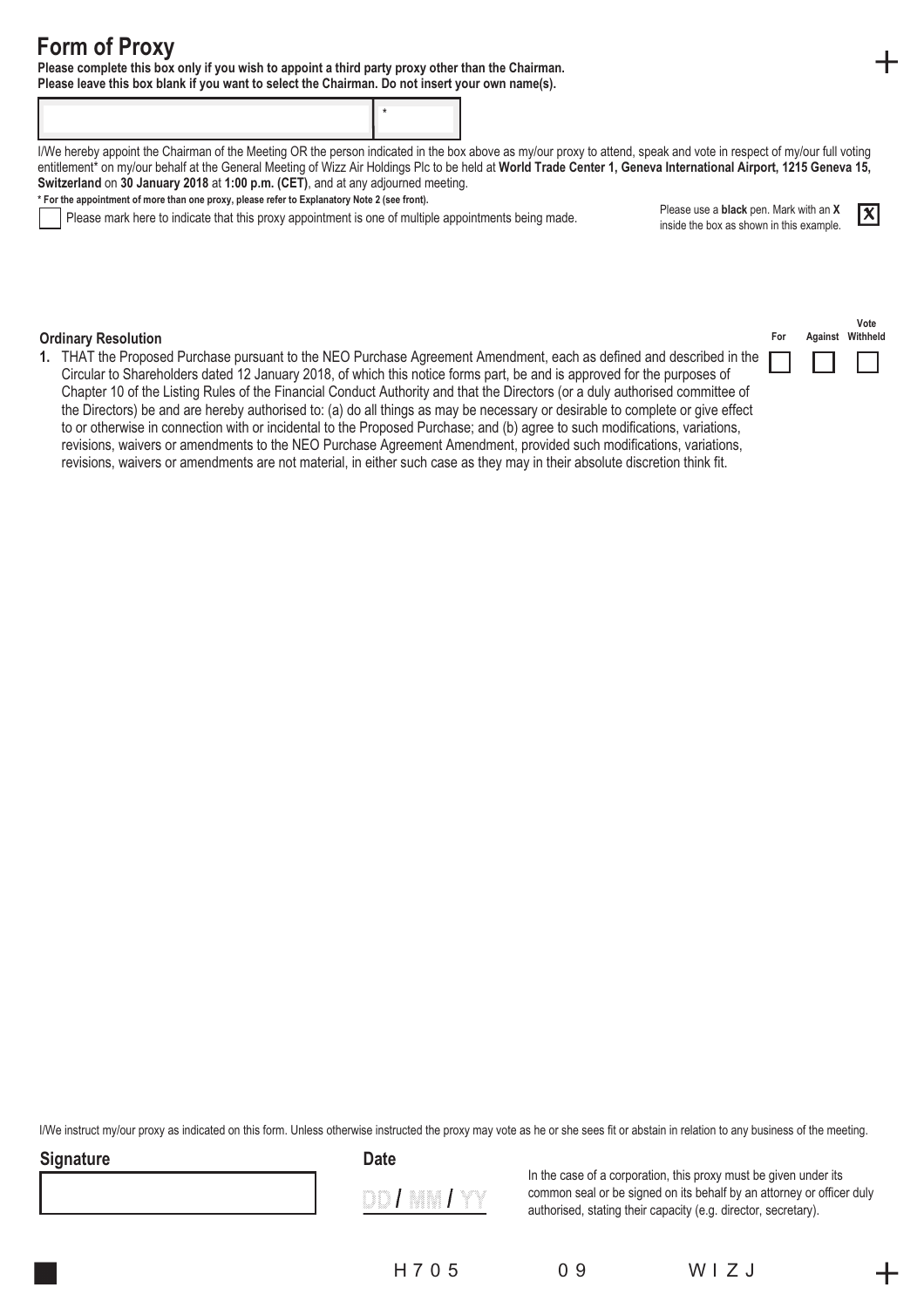# Form of Proxy

**Please complete this box only if you wish to appoint a third party proxy other than the Chairman.**
**Please leave this box blank if you want to select the Chairman. Do not insert your own name(s).**

| | * |
|---|---|

I/We hereby appoint the Chairman of the Meeting OR the person indicated in the box above as my/our proxy to attend, speak and vote in respect of my/our full voting entitlement* on my/our behalf at the General Meeting of Wizz Air Holdings Plc to be held at **World Trade Center 1, Geneva International Airport, 1215 Geneva 15, Switzerland** on **30 January 2018** at **1:00 p.m. (CET)**, and at any adjourned meeting.

**\* For the appointment of more than one proxy, please refer to Explanatory Note 2 (see front).**

☐ Please mark here to indicate that this proxy appointment is one of multiple appointments being made.

Please use a **black** pen. Mark with an **X** inside the box as shown in this example. ☒

| **Ordinary Resolution** | For | Against | Vote Withheld |
|---|---|---|---|
| **1.** THAT the Proposed Purchase pursuant to the NEO Purchase Agreement Amendment, each as defined and described in the Circular to Shareholders dated 12 January 2018, of which this notice forms part, be and is approved for the purposes of Chapter 10 of the Listing Rules of the Financial Conduct Authority and that the Directors (or a duly authorised committee of the Directors) be and are hereby authorised to: (a) do all things as may be necessary or desirable to complete or give effect to or otherwise in connection with or incidental to the Proposed Purchase; and (b) agree to such modifications, variations, revisions, waivers or amendments to the NEO Purchase Agreement Amendment, provided such modifications, variations, revisions, waivers or amendments are not material, in either such case as they may in their absolute discretion think fit. | ☐ | ☐ | ☐ |

I/We instruct my/our proxy as indicated on this form. Unless otherwise instructed the proxy may vote as he or she sees fit or abstain in relation to any business of the meeting.

**Signature**

**Date**

DD / MM / YY

In the case of a corporation, this proxy must be given under its common seal or be signed on its behalf by an attorney or officer duly authorised, stating their capacity (e.g. director, secretary).

H705 09 WIZJ